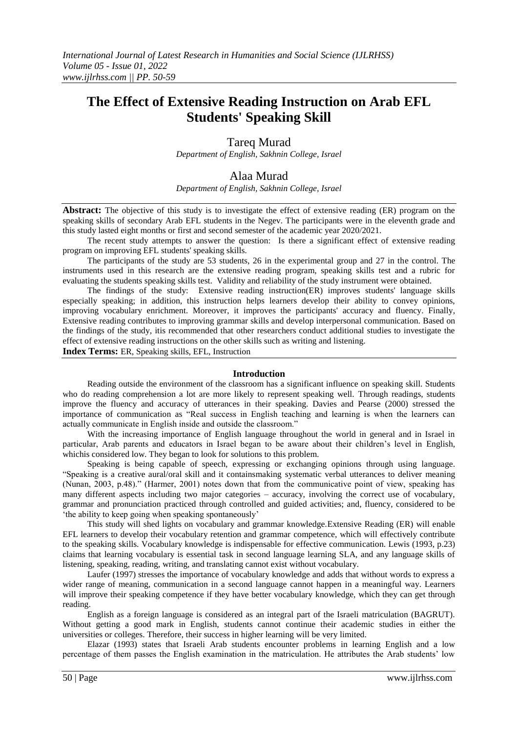# The Effect of Extensive Reading Instruction on Arab EFL Students' Speaking Skill

**Tareq Murad**

*Department of English, Sakhnin College, Israel*

**Alaa Murad**

*Department of English, Sakhnin College, Israel*

**Abstract:** The objective of this study is to investigate the effect of extensive reading (ER) program on the speaking skills of secondary Arab EFL students in the Negev. The participants were in the eleventh grade and this study lasted eight months or first and second semester of the academic year 2020/2021.

The recent study attempts to answer the question: Is there a significant effect of extensive reading program on improving EFL students' speaking skills.

The participants of the study are 53 students, 26 in the experimental group and 27 in the control. The instruments used in this research are the extensive reading program, speaking skills test and a rubric for evaluating the students speaking skills test. Validity and reliability of the study instrument were obtained.

The findings of the study: Extensive reading instruction(ER) improves students' language skills especially speaking; in addition, this instruction helps learners develop their ability to convey opinions, improving vocabulary enrichment. Moreover, it improves the participants' accuracy and fluency. Finally, Extensive reading contributes to improving grammar skills and develop interpersonal communication. Based on the findings of the study, itis recommended that other researchers conduct additional studies to investigate the effect of extensive reading instructions on the other skills such as writing and listening.

**Index Terms:** ER, Speaking skills, EFL, Instruction

## Introduction

Reading outside the environment of the classroom has a significant influence on speaking skill. Students who do reading comprehension a lot are more likely to represent speaking well. Through readings, students improve the fluency and accuracy of utterances in their speaking. Davies and Pearse (2000) stressed the importance of communication as "Real success in English teaching and learning is when the learners can actually communicate in English inside and outside the classroom."

With the increasing importance of English language throughout the world in general and in Israel in particular, Arab parents and educators in Israel began to be aware about their children's level in English, whichis considered low. They began to look for solutions to this problem.

Speaking is being capable of speech, expressing or exchanging opinions through using language. "Speaking is a creative aural/oral skill and it containsmaking systematic verbal utterances to deliver meaning (Nunan, 2003, p.48)." (Harmer, 2001) notes down that from the communicative point of view, speaking has many different aspects including two major categories – accuracy, involving the correct use of vocabulary, grammar and pronunciation practiced through controlled and guided activities; and, fluency, considered to be 'the ability to keep going when speaking spontaneously'

This study will shed lights on vocabulary and grammar knowledge.Extensive Reading (ER) will enable EFL learners to develop their vocabulary retention and grammar competence, which will effectively contribute to the speaking skills. Vocabulary knowledge is indispensable for effective communication. Lewis (1993, p.23) claims that learning vocabulary is essential task in second language learning SLA, and any language skills of listening, speaking, reading, writing, and translating cannot exist without vocabulary.

Laufer (1997) stresses the importance of vocabulary knowledge and adds that without words to express a wider range of meaning, communication in a second language cannot happen in a meaningful way. Learners will improve their speaking competence if they have better vocabulary knowledge, which they can get through reading.

English as a foreign language is considered as an integral part of the Israeli matriculation (BAGRUT). Without getting a good mark in English, students cannot continue their academic studies in either the universities or colleges. Therefore, their success in higher learning will be very limited.

Elazar (1993) states that Israeli Arab students encounter problems in learning English and a low percentage of them passes the English examination in the matriculation. He attributes the Arab students' low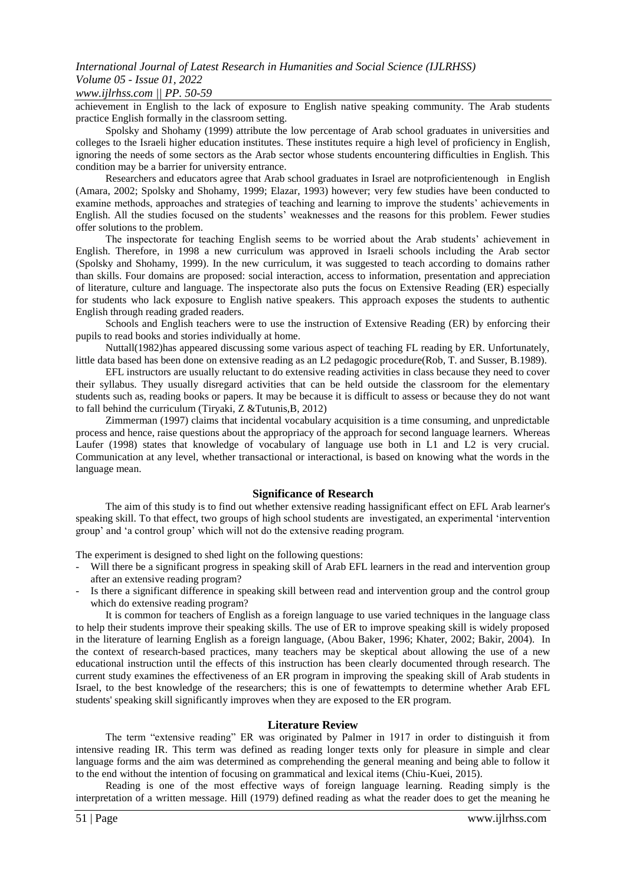achievement in English to the lack of exposure to English native speaking community. The Arab students practice English formally in the classroom setting.

Spolsky and Shohamy (1999) attribute the low percentage of Arab school graduates in universities and colleges to the Israeli higher education institutes. These institutes require a high level of proficiency in English, ignoring the needs of some sectors as the Arab sector whose students encountering difficulties in English. This condition may be a barrier for university entrance.

Researchers and educators agree that Arab school graduates in Israel are notproficientenough in English (Amara, 2002; Spolsky and Shohamy, 1999; Elazar, 1993) however; very few studies have been conducted to examine methods, approaches and strategies of teaching and learning to improve the students' achievements in English. All the studies focused on the students' weaknesses and the reasons for this problem. Fewer studies offer solutions to the problem.

The inspectorate for teaching English seems to be worried about the Arab students' achievement in English. Therefore, in 1998 a new curriculum was approved in Israeli schools including the Arab sector (Spolsky and Shohamy, 1999). In the new curriculum, it was suggested to teach according to domains rather than skills. Four domains are proposed: social interaction, access to information, presentation and appreciation of literature, culture and language. The inspectorate also puts the focus on Extensive Reading (ER) especially for students who lack exposure to English native speakers. This approach exposes the students to authentic English through reading graded readers.

Schools and English teachers were to use the instruction of Extensive Reading (ER) by enforcing their pupils to read books and stories individually at home.

Nuttall(1982)has appeared discussing some various aspect of teaching FL reading by ER. Unfortunately, little data based has been done on extensive reading as an L2 pedagogic procedure(Rob, T. and Susser, B.1989).

EFL instructors are usually reluctant to do extensive reading activities in class because they need to cover their syllabus. They usually disregard activities that can be held outside the classroom for the elementary students such as, reading books or papers. It may be because it is difficult to assess or because they do not want to fall behind the curriculum (Tiryaki, Z &Tutunis,B, 2012)

Zimmerman (1997) claims that incidental vocabulary acquisition is a time consuming, and unpredictable process and hence, raise questions about the appropriacy of the approach for second language learners. Whereas Laufer (1998) states that knowledge of vocabulary of language use both in L1 and L2 is very crucial. Communication at any level, whether transactional or interactional, is based on knowing what the words in the language mean.

## Significance of Research

The aim of this study is to find out whether extensive reading hassignificant effect on EFL Arab learner's speaking skill. To that effect, two groups of high school students are investigated, an experimental 'intervention group' and 'a control group' which will not do the extensive reading program.

The experiment is designed to shed light on the following questions:

- Will there be a significant progress in speaking skill of Arab EFL learners in the read and intervention group after an extensive reading program?
- Is there a significant difference in speaking skill between read and intervention group and the control group which do extensive reading program?

It is common for teachers of English as a foreign language to use varied techniques in the language class to help their students improve their speaking skills. The use of ER to improve speaking skill is widely proposed in the literature of learning English as a foreign language, (Abou Baker, 1996; Khater, 2002; Bakir, 2004). In the context of research-based practices, many teachers may be skeptical about allowing the use of a new educational instruction until the effects of this instruction has been clearly documented through research. The current study examines the effectiveness of an ER program in improving the speaking skill of Arab students in Israel, to the best knowledge of the researchers; this is one of fewattempts to determine whether Arab EFL students' speaking skill significantly improves when they are exposed to the ER program.

## Literature Review

The term "extensive reading" ER was originated by Palmer in 1917 in order to distinguish it from intensive reading IR. This term was defined as reading longer texts only for pleasure in simple and clear language forms and the aim was determined as comprehending the general meaning and being able to follow it to the end without the intention of focusing on grammatical and lexical items (Chiu-Kuei, 2015).

Reading is one of the most effective ways of foreign language learning. Reading simply is the interpretation of a written message. Hill (1979) defined reading as what the reader does to get the meaning he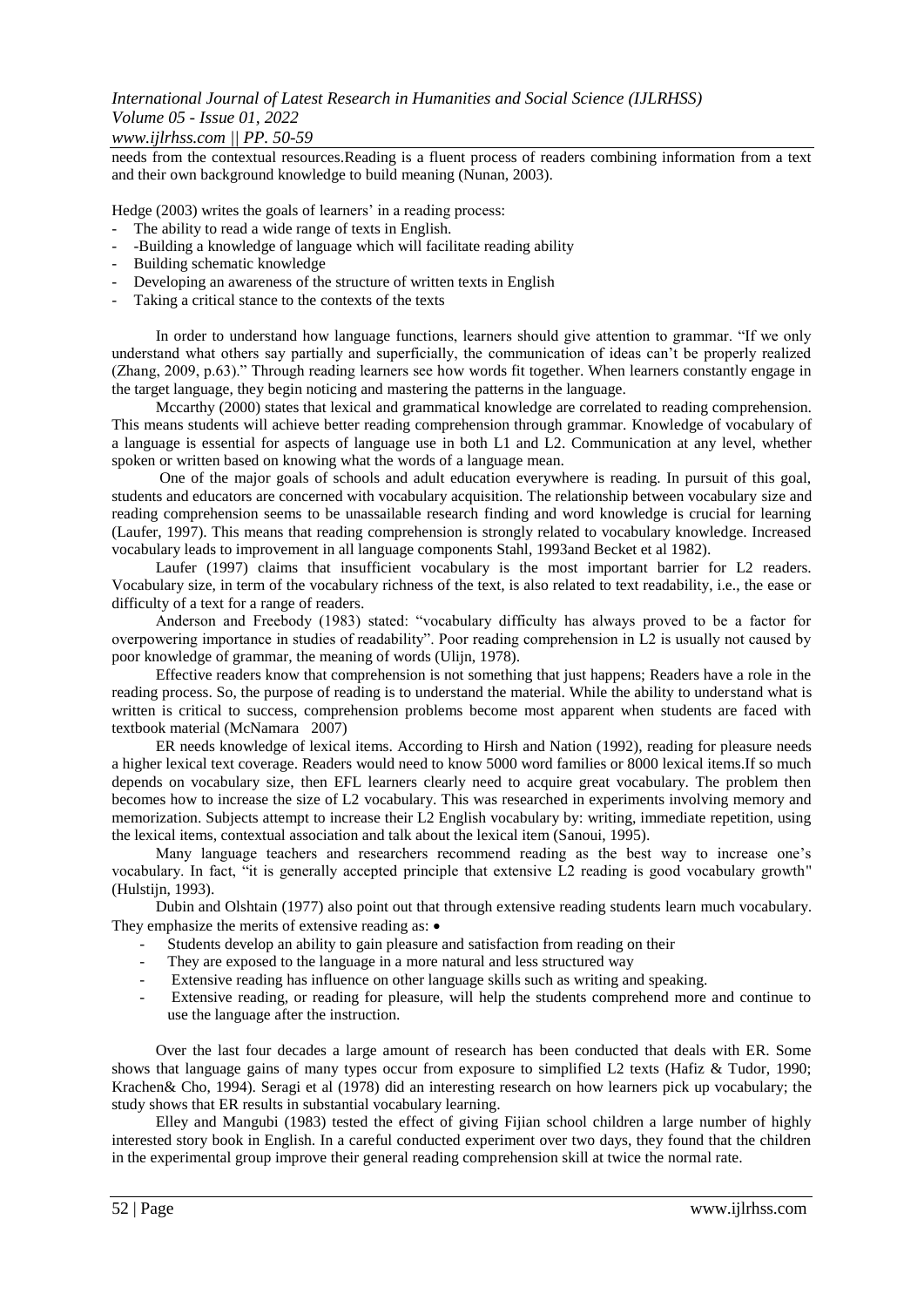needs from the contextual resources.Reading is a fluent process of readers combining information from a text and their own background knowledge to build meaning (Nunan, 2003).

Hedge (2003) writes the goals of learners' in a reading process:

- The ability to read a wide range of texts in English.
- -Building a knowledge of language which will facilitate reading ability
- Building schematic knowledge
- Developing an awareness of the structure of written texts in English
- Taking a critical stance to the contexts of the texts

In order to understand how language functions, learners should give attention to grammar. "If we only understand what others say partially and superficially, the communication of ideas can't be properly realized (Zhang, 2009, p.63)." Through reading learners see how words fit together. When learners constantly engage in the target language, they begin noticing and mastering the patterns in the language.

Mccarthy (2000) states that lexical and grammatical knowledge are correlated to reading comprehension. This means students will achieve better reading comprehension through grammar. Knowledge of vocabulary of a language is essential for aspects of language use in both L1 and L2. Communication at any level, whether spoken or written based on knowing what the words of a language mean.

One of the major goals of schools and adult education everywhere is reading. In pursuit of this goal, students and educators are concerned with vocabulary acquisition. The relationship between vocabulary size and reading comprehension seems to be unassailable research finding and word knowledge is crucial for learning (Laufer, 1997). This means that reading comprehension is strongly related to vocabulary knowledge. Increased vocabulary leads to improvement in all language components Stahl, 1993and Becket et al 1982).

Laufer (1997) claims that insufficient vocabulary is the most important barrier for L2 readers. Vocabulary size, in term of the vocabulary richness of the text, is also related to text readability, i.e., the ease or difficulty of a text for a range of readers.

Anderson and Freebody (1983) stated: "vocabulary difficulty has always proved to be a factor for overpowering importance in studies of readability". Poor reading comprehension in L2 is usually not caused by poor knowledge of grammar, the meaning of words (Ulijn, 1978).

Effective readers know that comprehension is not something that just happens; Readers have a role in the reading process. So, the purpose of reading is to understand the material. While the ability to understand what is written is critical to success, comprehension problems become most apparent when students are faced with textbook material (McNamara 2007)

ER needs knowledge of lexical items. According to Hirsh and Nation (1992), reading for pleasure needs a higher lexical text coverage. Readers would need to know 5000 word families or 8000 lexical items.If so much depends on vocabulary size, then EFL learners clearly need to acquire great vocabulary. The problem then becomes how to increase the size of L2 vocabulary. This was researched in experiments involving memory and memorization. Subjects attempt to increase their L2 English vocabulary by: writing, immediate repetition, using the lexical items, contextual association and talk about the lexical item (Sanoui, 1995).

Many language teachers and researchers recommend reading as the best way to increase one's vocabulary. In fact, "it is generally accepted principle that extensive L2 reading is good vocabulary growth" (Hulstijn, 1993).

Dubin and Olshtain (1977) also point out that through extensive reading students learn much vocabulary. They emphasize the merits of extensive reading as: •

- Students develop an ability to gain pleasure and satisfaction from reading on their
- They are exposed to the language in a more natural and less structured way
- Extensive reading has influence on other language skills such as writing and speaking.
- Extensive reading, or reading for pleasure, will help the students comprehend more and continue to use the language after the instruction.

Over the last four decades a large amount of research has been conducted that deals with ER. Some shows that language gains of many types occur from exposure to simplified L2 texts (Hafiz & Tudor, 1990; Krachen& Cho, 1994). Seragi et al (1978) did an interesting research on how learners pick up vocabulary; the study shows that ER results in substantial vocabulary learning.

Elley and Mangubi (1983) tested the effect of giving Fijian school children a large number of highly interested story book in English. In a careful conducted experiment over two days, they found that the children in the experimental group improve their general reading comprehension skill at twice the normal rate.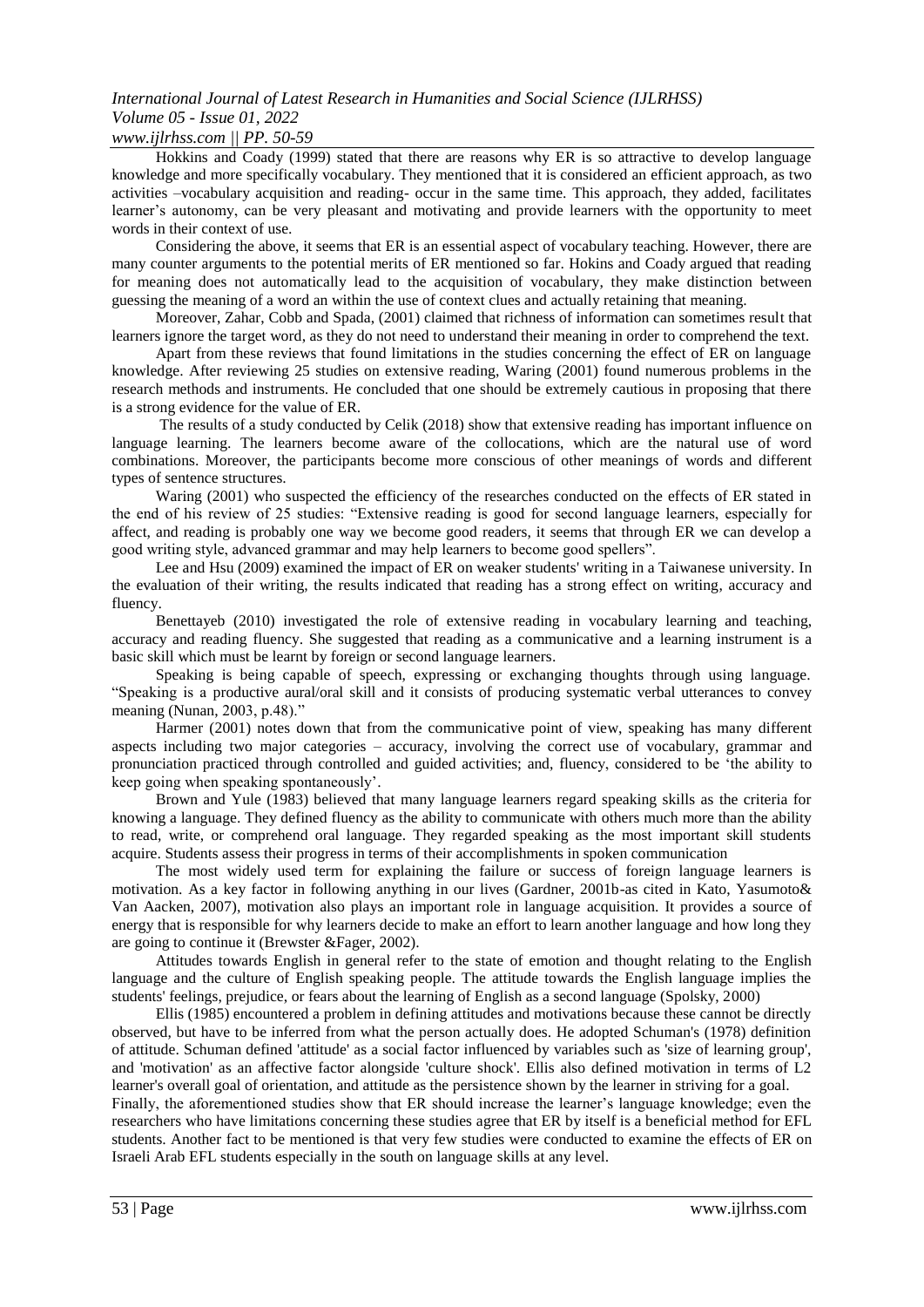Hokkins and Coady (1999) stated that there are reasons why ER is so attractive to develop language knowledge and more specifically vocabulary. They mentioned that it is considered an efficient approach, as two activities –vocabulary acquisition and reading- occur in the same time. This approach, they added, facilitates learner's autonomy, can be very pleasant and motivating and provide learners with the opportunity to meet words in their context of use.

Considering the above, it seems that ER is an essential aspect of vocabulary teaching. However, there are many counter arguments to the potential merits of ER mentioned so far. Hokins and Coady argued that reading for meaning does not automatically lead to the acquisition of vocabulary, they make distinction between guessing the meaning of a word an within the use of context clues and actually retaining that meaning.

Moreover, Zahar, Cobb and Spada, (2001) claimed that richness of information can sometimes result that learners ignore the target word, as they do not need to understand their meaning in order to comprehend the text.

Apart from these reviews that found limitations in the studies concerning the effect of ER on language knowledge. After reviewing 25 studies on extensive reading, Waring (2001) found numerous problems in the research methods and instruments. He concluded that one should be extremely cautious in proposing that there is a strong evidence for the value of ER.

The results of a study conducted by Celik (2018) show that extensive reading has important influence on language learning. The learners become aware of the collocations, which are the natural use of word combinations. Moreover, the participants become more conscious of other meanings of words and different types of sentence structures.

Waring (2001) who suspected the efficiency of the researches conducted on the effects of ER stated in the end of his review of 25 studies: "Extensive reading is good for second language learners, especially for affect, and reading is probably one way we become good readers, it seems that through ER we can develop a good writing style, advanced grammar and may help learners to become good spellers".

Lee and Hsu (2009) examined the impact of ER on weaker students' writing in a Taiwanese university. In the evaluation of their writing, the results indicated that reading has a strong effect on writing, accuracy and fluency.

Benettayeb (2010) investigated the role of extensive reading in vocabulary learning and teaching, accuracy and reading fluency. She suggested that reading as a communicative and a learning instrument is a basic skill which must be learnt by foreign or second language learners.

Speaking is being capable of speech, expressing or exchanging thoughts through using language. "Speaking is a productive aural/oral skill and it consists of producing systematic verbal utterances to convey meaning (Nunan, 2003, p.48)."

Harmer (2001) notes down that from the communicative point of view, speaking has many different aspects including two major categories – accuracy, involving the correct use of vocabulary, grammar and pronunciation practiced through controlled and guided activities; and, fluency, considered to be 'the ability to keep going when speaking spontaneously'.

Brown and Yule (1983) believed that many language learners regard speaking skills as the criteria for knowing a language. They defined fluency as the ability to communicate with others much more than the ability to read, write, or comprehend oral language. They regarded speaking as the most important skill students acquire. Students assess their progress in terms of their accomplishments in spoken communication

The most widely used term for explaining the failure or success of foreign language learners is motivation. As a key factor in following anything in our lives (Gardner, 2001b-as cited in Kato, Yasumoto& Van Aacken, 2007), motivation also plays an important role in language acquisition. It provides a source of energy that is responsible for why learners decide to make an effort to learn another language and how long they are going to continue it (Brewster &Fager, 2002).

Attitudes towards English in general refer to the state of emotion and thought relating to the English language and the culture of English speaking people. The attitude towards the English language implies the students' feelings, prejudice, or fears about the learning of English as a second language (Spolsky, 2000)

Ellis (1985) encountered a problem in defining attitudes and motivations because these cannot be directly observed, but have to be inferred from what the person actually does. He adopted Schuman's (1978) definition of attitude. Schuman defined 'attitude' as a social factor influenced by variables such as 'size of learning group', and 'motivation' as an affective factor alongside 'culture shock'. Ellis also defined motivation in terms of L2 learner's overall goal of orientation, and attitude as the persistence shown by the learner in striving for a goal.

Finally, the aforementioned studies show that ER should increase the learner's language knowledge; even the researchers who have limitations concerning these studies agree that ER by itself is a beneficial method for EFL students. Another fact to be mentioned is that very few studies were conducted to examine the effects of ER on Israeli Arab EFL students especially in the south on language skills at any level.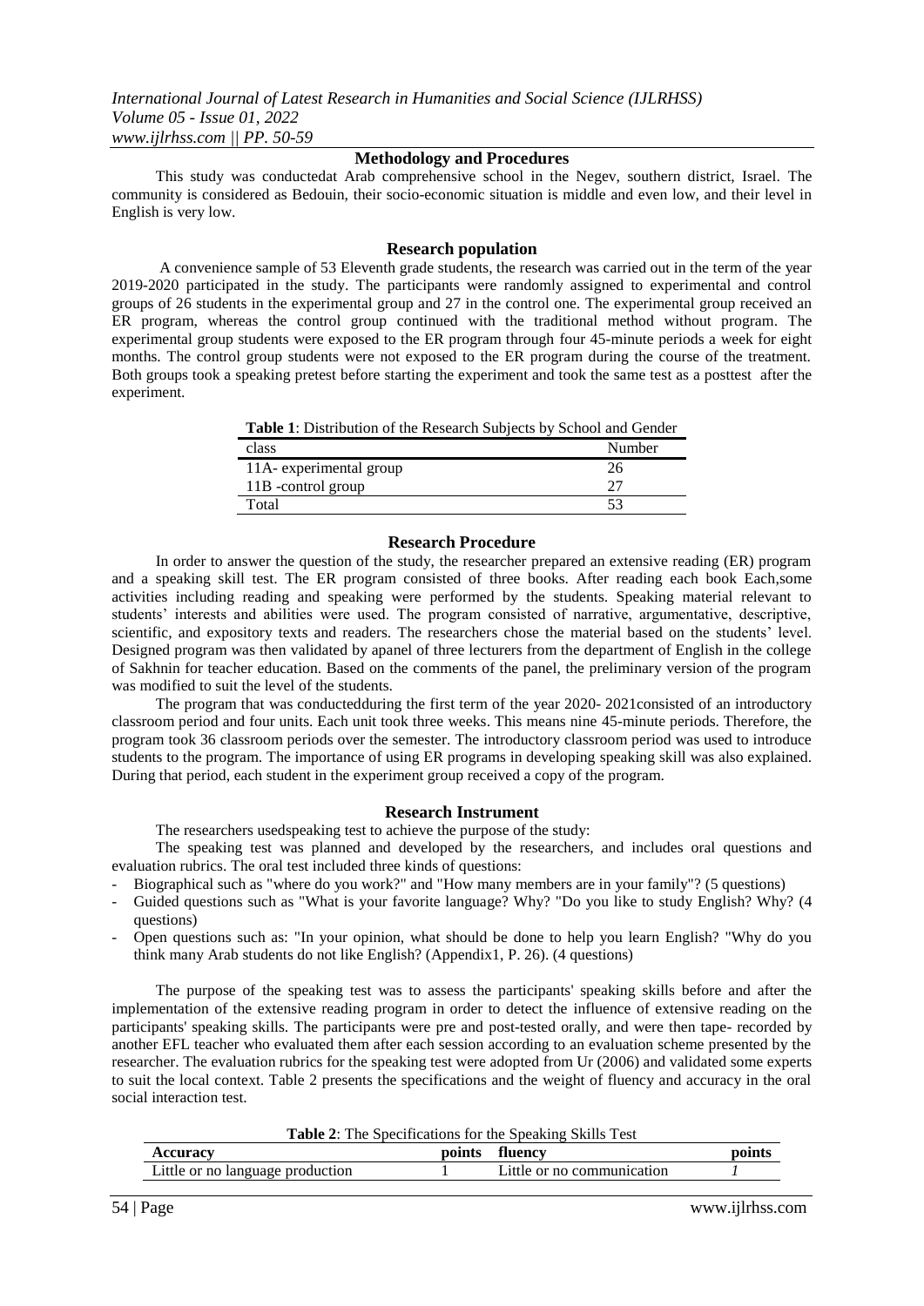## Methodology and Procedures

This study was conductedat Arab comprehensive school in the Negev, southern district, Israel. The community is considered as Bedouin, their socio-economic situation is middle and even low, and their level in English is very low.

### Research population

A convenience sample of 53 Eleventh grade students, the research was carried out in the term of the year 2019-2020 participated in the study. The participants were randomly assigned to experimental and control groups of 26 students in the experimental group and 27 in the control one. The experimental group received an ER program, whereas the control group continued with the traditional method without program. The experimental group students were exposed to the ER program through four 45-minute periods a week for eight months. The control group students were not exposed to the ER program during the course of the treatment. Both groups took a speaking pretest before starting the experiment and took the same test as a posttest after the experiment.

**Table 1**: Distribution of the Research Subjects by School and Gender

| class | Number |
|---|---|
| 11A- experimental group | 26 |
| 11B -control group | 27 |
| Total | 53 |

### Research Procedure

In order to answer the question of the study, the researcher prepared an extensive reading (ER) program and a speaking skill test. The ER program consisted of three books. After reading each book Each,some activities including reading and speaking were performed by the students. Speaking material relevant to students' interests and abilities were used. The program consisted of narrative, argumentative, descriptive, scientific, and expository texts and readers. The researchers chose the material based on the students' level. Designed program was then validated by apanel of three lecturers from the department of English in the college of Sakhnin for teacher education. Based on the comments of the panel, the preliminary version of the program was modified to suit the level of the students.

The program that was conductedduring the first term of the year 2020- 2021consisted of an introductory classroom period and four units. Each unit took three weeks. This means nine 45-minute periods. Therefore, the program took 36 classroom periods over the semester. The introductory classroom period was used to introduce students to the program. The importance of using ER programs in developing speaking skill was also explained. During that period, each student in the experiment group received a copy of the program.

### Research Instrument

The researchers usedspeaking test to achieve the purpose of the study:

The speaking test was planned and developed by the researchers, and includes oral questions and evaluation rubrics. The oral test included three kinds of questions:

- Biographical such as "where do you work?" and "How many members are in your family"? (5 questions)
- Guided questions such as "What is your favorite language? Why? "Do you like to study English? Why? (4 questions)
- Open questions such as: "In your opinion, what should be done to help you learn English? "Why do you think many Arab students do not like English? (Appendix1, P. 26). (4 questions)

The purpose of the speaking test was to assess the participants' speaking skills before and after the implementation of the extensive reading program in order to detect the influence of extensive reading on the participants' speaking skills. The participants were pre and post-tested orally, and were then tape- recorded by another EFL teacher who evaluated them after each session according to an evaluation scheme presented by the researcher. The evaluation rubrics for the speaking test were adopted from Ur (2006) and validated some experts to suit the local context. Table 2 presents the specifications and the weight of fluency and accuracy in the oral social interaction test.

**Table 2**: The Specifications for the Speaking Skills Test

| Accuracy | points | fluency | points |
|---|---|---|---|
| Little or no language production | 1 | Little or no communication | *1* |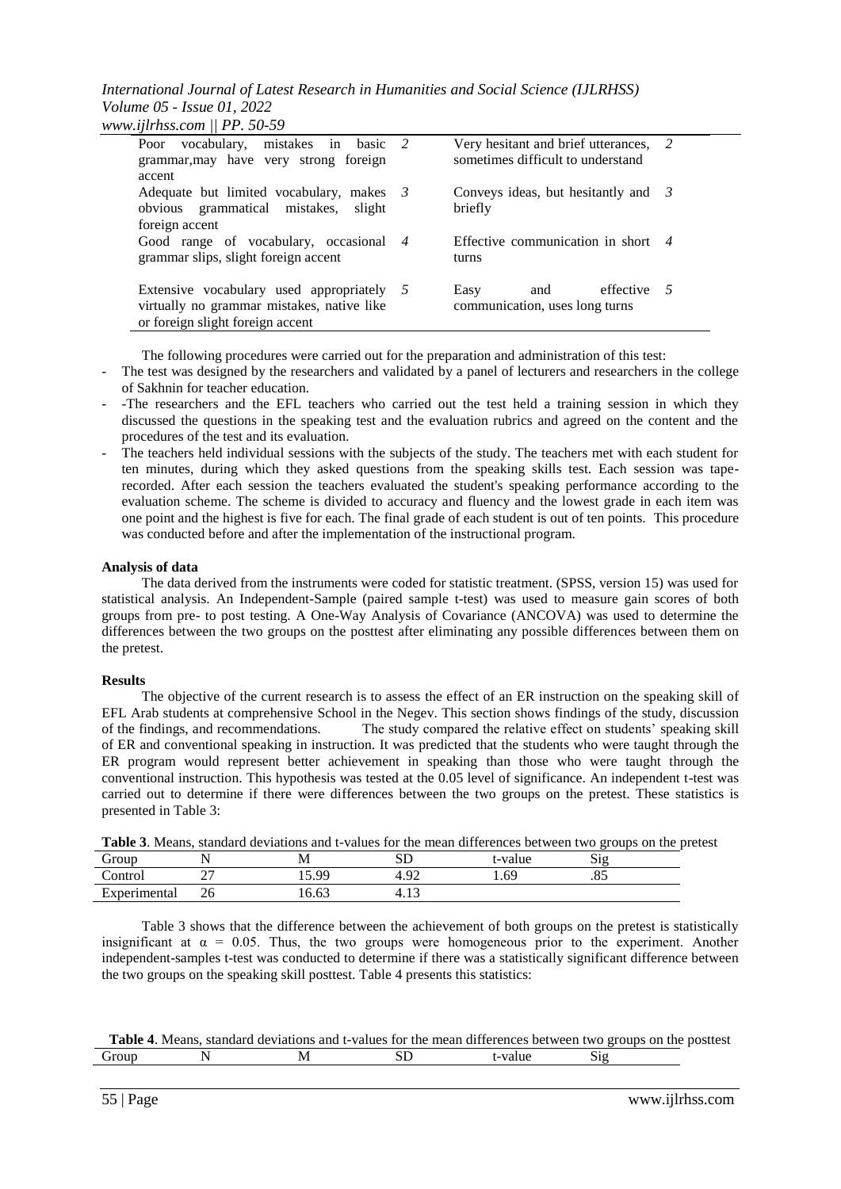| | | | |
|---|---|---|---|
| Poor vocabulary, mistakes in basic grammar,may have very strong foreign accent | 2 | Very hesitant and brief utterances, sometimes difficult to understand | 2 |
| Adequate but limited vocabulary, makes obvious grammatical mistakes, slight foreign accent | 3 | Conveys ideas, but hesitantly and briefly | 3 |
| Good range of vocabulary, occasional grammar slips, slight foreign accent | 4 | Effective communication in short turns | 4 |
| Extensive vocabulary used appropriately virtually no grammar mistakes, native like or foreign slight foreign accent | 5 | Easy and effective communication, uses long turns | 5 |

The following procedures were carried out for the preparation and administration of this test:

- The test was designed by the researchers and validated by a panel of lecturers and researchers in the college of Sakhnin for teacher education.
- -The researchers and the EFL teachers who carried out the test held a training session in which they discussed the questions in the speaking test and the evaluation rubrics and agreed on the content and the procedures of the test and its evaluation.
- The teachers held individual sessions with the subjects of the study. The teachers met with each student for ten minutes, during which they asked questions from the speaking skills test. Each session was tape-recorded. After each session the teachers evaluated the student's speaking performance according to the evaluation scheme. The scheme is divided to accuracy and fluency and the lowest grade in each item was one point and the highest is five for each. The final grade of each student is out of ten points. This procedure was conducted before and after the implementation of the instructional program.

**Analysis of data**

The data derived from the instruments were coded for statistic treatment. (SPSS, version 15) was used for statistical analysis. An Independent-Sample (paired sample t-test) was used to measure gain scores of both groups from pre- to post testing. A One-Way Analysis of Covariance (ANCOVA) was used to determine the differences between the two groups on the posttest after eliminating any possible differences between them on the pretest.

**Results**

The objective of the current research is to assess the effect of an ER instruction on the speaking skill of EFL Arab students at comprehensive School in the Negev. This section shows findings of the study, discussion of the findings, and recommendations. The study compared the relative effect on students' speaking skill of ER and conventional speaking in instruction. It was predicted that the students who were taught through the ER program would represent better achievement in speaking than those who were taught through the conventional instruction. This hypothesis was tested at the 0.05 level of significance. An independent t-test was carried out to determine if there were differences between the two groups on the pretest. These statistics is presented in Table 3:

**Table 3**. Means, standard deviations and t-values for the mean differences between two groups on the pretest

| Group | N | M | SD | t-value | Sig |
|---|---|---|---|---|---|
| Control | 27 | 15.99 | 4.92 | 1.69 | .85 |
| Experimental | 26 | 16.63 | 4.13 | | |

Table 3 shows that the difference between the achievement of both groups on the pretest is statistically insignificant at $\alpha = 0.05$. Thus, the two groups were homogeneous prior to the experiment. Another independent-samples t-test was conducted to determine if there was a statistically significant difference between the two groups on the speaking skill posttest. Table 4 presents this statistics:

**Table 4**. Means, standard deviations and t-values for the mean differences between two groups on the posttest

| Group | N | M | SD | t-value | Sig |
|---|---|---|---|---|---|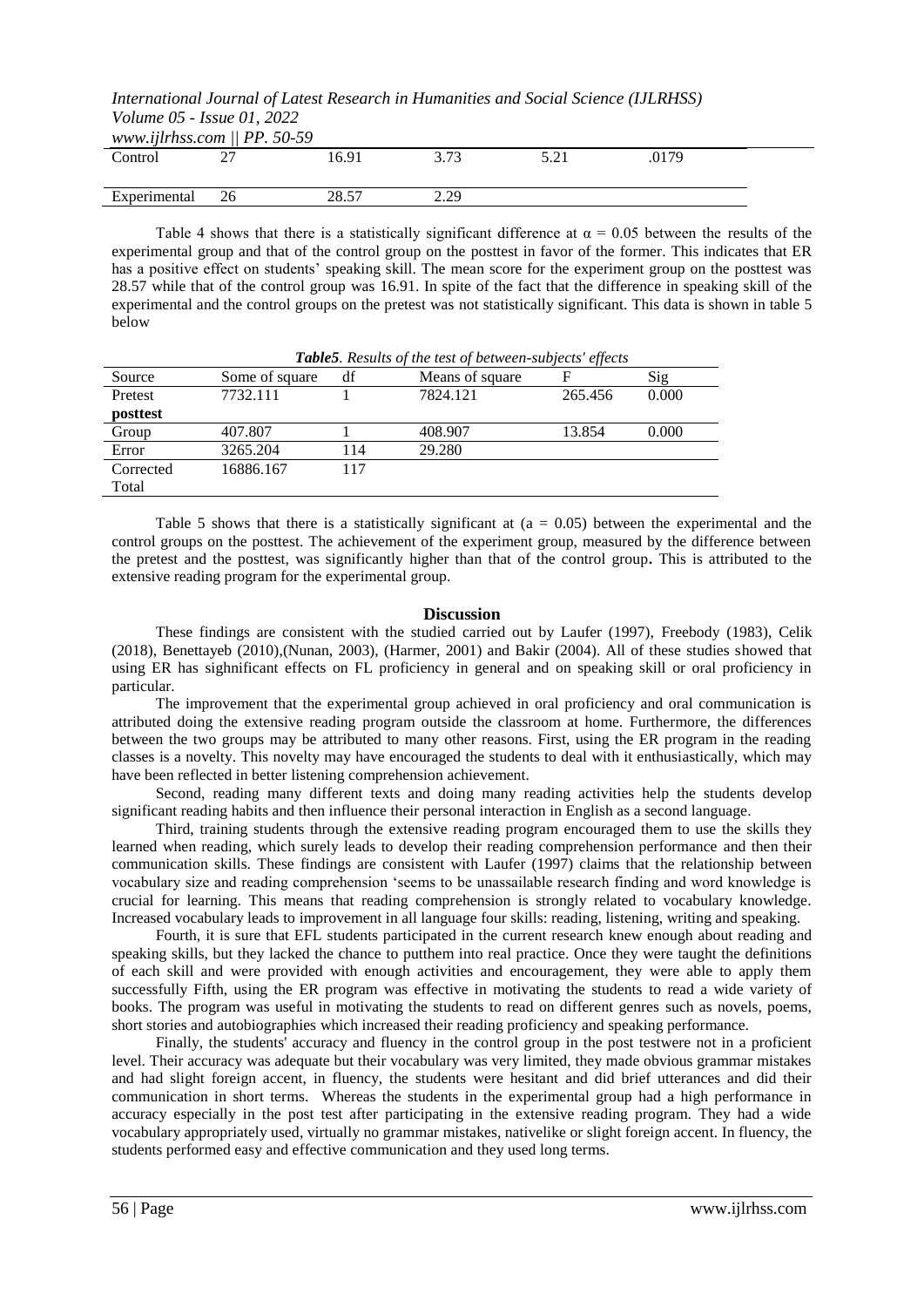| Control | 27 | 16.91 | 3.73 | 5.21 | .0179 |
|---|---|---|---|---|---|
| Experimental | 26 | 28.57 | 2.29 | | |

Table 4 shows that there is a statistically significant difference at α = 0.05 between the results of the experimental group and that of the control group on the posttest in favor of the former. This indicates that ER has a positive effect on students' speaking skill. The mean score for the experiment group on the posttest was 28.57 while that of the control group was 16.91. In spite of the fact that the difference in speaking skill of the experimental and the control groups on the pretest was not statistically significant. This data is shown in table 5 below

***Table5**. Results of the test of between-subjects' effects*

| Source | Some of square | df | Means of square | F | Sig |
|---|---|---|---|---|---|
| Pretest **posttest** | 7732.111 | 1 | 7824.121 | 265.456 | 0.000 |
| Group | 407.807 | 1 | 408.907 | 13.854 | 0.000 |
| Error | 3265.204 | 114 | 29.280 | | |
| Corrected Total | 16886.167 | 117 | | | |

Table 5 shows that there is a statistically significant at (a = 0.05) between the experimental and the control groups on the posttest. The achievement of the experiment group, measured by the difference between the pretest and the posttest, was significantly higher than that of the control group**.** This is attributed to the extensive reading program for the experimental group.

## Discussion

These findings are consistent with the studied carried out by Laufer (1997), Freebody (1983), Celik (2018), Benettayeb (2010),(Nunan, 2003), (Harmer, 2001) and Bakir (2004). All of these studies showed that using ER has sighnificant effects on FL proficiency in general and on speaking skill or oral proficiency in particular.

The improvement that the experimental group achieved in oral proficiency and oral communication is attributed doing the extensive reading program outside the classroom at home. Furthermore, the differences between the two groups may be attributed to many other reasons. First, using the ER program in the reading classes is a novelty. This novelty may have encouraged the students to deal with it enthusiastically, which may have been reflected in better listening comprehension achievement.

Second, reading many different texts and doing many reading activities help the students develop significant reading habits and then influence their personal interaction in English as a second language.

Third, training students through the extensive reading program encouraged them to use the skills they learned when reading, which surely leads to develop their reading comprehension performance and then their communication skills. These findings are consistent with Laufer (1997) claims that the relationship between vocabulary size and reading comprehension 'seems to be unassailable research finding and word knowledge is crucial for learning. This means that reading comprehension is strongly related to vocabulary knowledge. Increased vocabulary leads to improvement in all language four skills: reading, listening, writing and speaking.

Fourth, it is sure that EFL students participated in the current research knew enough about reading and speaking skills, but they lacked the chance to putthem into real practice. Once they were taught the definitions of each skill and were provided with enough activities and encouragement, they were able to apply them successfully Fifth, using the ER program was effective in motivating the students to read a wide variety of books. The program was useful in motivating the students to read on different genres such as novels, poems, short stories and autobiographies which increased their reading proficiency and speaking performance.

Finally, the students' accuracy and fluency in the control group in the post testwere not in a proficient level. Their accuracy was adequate but their vocabulary was very limited, they made obvious grammar mistakes and had slight foreign accent, in fluency, the students were hesitant and did brief utterances and did their communication in short terms. Whereas the students in the experimental group had a high performance in accuracy especially in the post test after participating in the extensive reading program. They had a wide vocabulary appropriately used, virtually no grammar mistakes, nativelike or slight foreign accent. In fluency, the students performed easy and effective communication and they used long terms.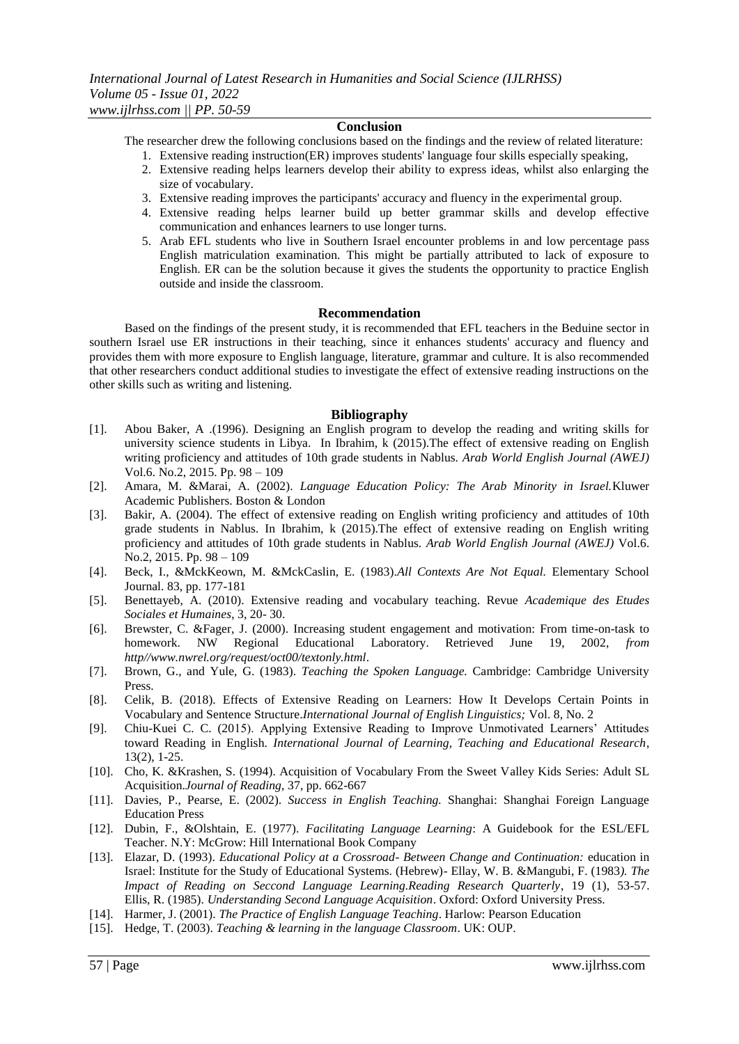## Conclusion

The researcher drew the following conclusions based on the findings and the review of related literature:

1. Extensive reading instruction(ER) improves students' language four skills especially speaking,
2. Extensive reading helps learners develop their ability to express ideas, whilst also enlarging the size of vocabulary.
3. Extensive reading improves the participants' accuracy and fluency in the experimental group.
4. Extensive reading helps learner build up better grammar skills and develop effective communication and enhances learners to use longer turns.
5. Arab EFL students who live in Southern Israel encounter problems in and low percentage pass English matriculation examination. This might be partially attributed to lack of exposure to English. ER can be the solution because it gives the students the opportunity to practice English outside and inside the classroom.

## Recommendation

Based on the findings of the present study, it is recommended that EFL teachers in the Beduine sector in southern Israel use ER instructions in their teaching, since it enhances students' accuracy and fluency and provides them with more exposure to English language, literature, grammar and culture. It is also recommended that other researchers conduct additional studies to investigate the effect of extensive reading instructions on the other skills such as writing and listening.

## Bibliography

[1]. Abou Baker, A .(1996). Designing an English program to develop the reading and writing skills for university science students in Libya. In Ibrahim, k (2015).The effect of extensive reading on English writing proficiency and attitudes of 10th grade students in Nablus. *Arab World English Journal (AWEJ)* Vol.6. No.2, 2015. Pp. 98 – 109

[2]. Amara, M. &Marai, A. (2002). *Language Education Policy: The Arab Minority in Israel.*Kluwer Academic Publishers. Boston & London

[3]. Bakir, A. (2004). The effect of extensive reading on English writing proficiency and attitudes of 10th grade students in Nablus. In Ibrahim, k (2015).The effect of extensive reading on English writing proficiency and attitudes of 10th grade students in Nablus. *Arab World English Journal (AWEJ)* Vol.6. No.2, 2015. Pp. 98 – 109

[4]. Beck, I., &MckKeown, M. &MckCaslin, E. (1983).*All Contexts Are Not Equal.* Elementary School Journal. 83, pp. 177-181

[5]. Benettayeb, A. (2010). Extensive reading and vocabulary teaching. Revue *Academique des Etudes Sociales et Humaines*, 3, 20- 30.

[6]. Brewster, C. &Fager, J. (2000). Increasing student engagement and motivation: From time-on-task to homework. NW Regional Educational Laboratory. Retrieved June 19, 2002, *from http//www.nwrel.org/request/oct00/textonly.html*.

[7]. Brown, G., and Yule, G. (1983). *Teaching the Spoken Language.* Cambridge: Cambridge University Press.

[8]. Celik, B. (2018). Effects of Extensive Reading on Learners: How It Develops Certain Points in Vocabulary and Sentence Structure.*International Journal of English Linguistics;* Vol. 8, No. 2

[9]. Chiu-Kuei C. C. (2015). Applying Extensive Reading to Improve Unmotivated Learners' Attitudes toward Reading in English. *International Journal of Learning, Teaching and Educational Research*, 13(2), 1-25.

[10]. Cho, K. &Krashen, S. (1994). Acquisition of Vocabulary From the Sweet Valley Kids Series: Adult SL Acquisition.*Journal of Reading*, 37, pp. 662-667

[11]. Davies, P., Pearse, E. (2002). *Success in English Teaching.* Shanghai: Shanghai Foreign Language Education Press

[12]. Dubin, F., &Olshtain, E. (1977). *Facilitating Language Learning*: A Guidebook for the ESL/EFL Teacher. N.Y: McGrow: Hill International Book Company

[13]. Elazar, D. (1993). *Educational Policy at a Crossroad- Between Change and Continuation:* education in Israel: Institute for the Study of Educational Systems. (Hebrew)- Ellay, W. B. &Mangubi, F. (1983*). The Impact of Reading on Seccond Language Learning.Reading Research Quarterly*, 19 (1), 53-57. Ellis, R. (1985). *Understanding Second Language Acquisition*. Oxford: Oxford University Press.

[14]. Harmer, J. (2001). *The Practice of English Language Teaching*. Harlow: Pearson Education

[15]. Hedge, T. (2003). *Teaching & learning in the language Classroom*. UK: OUP.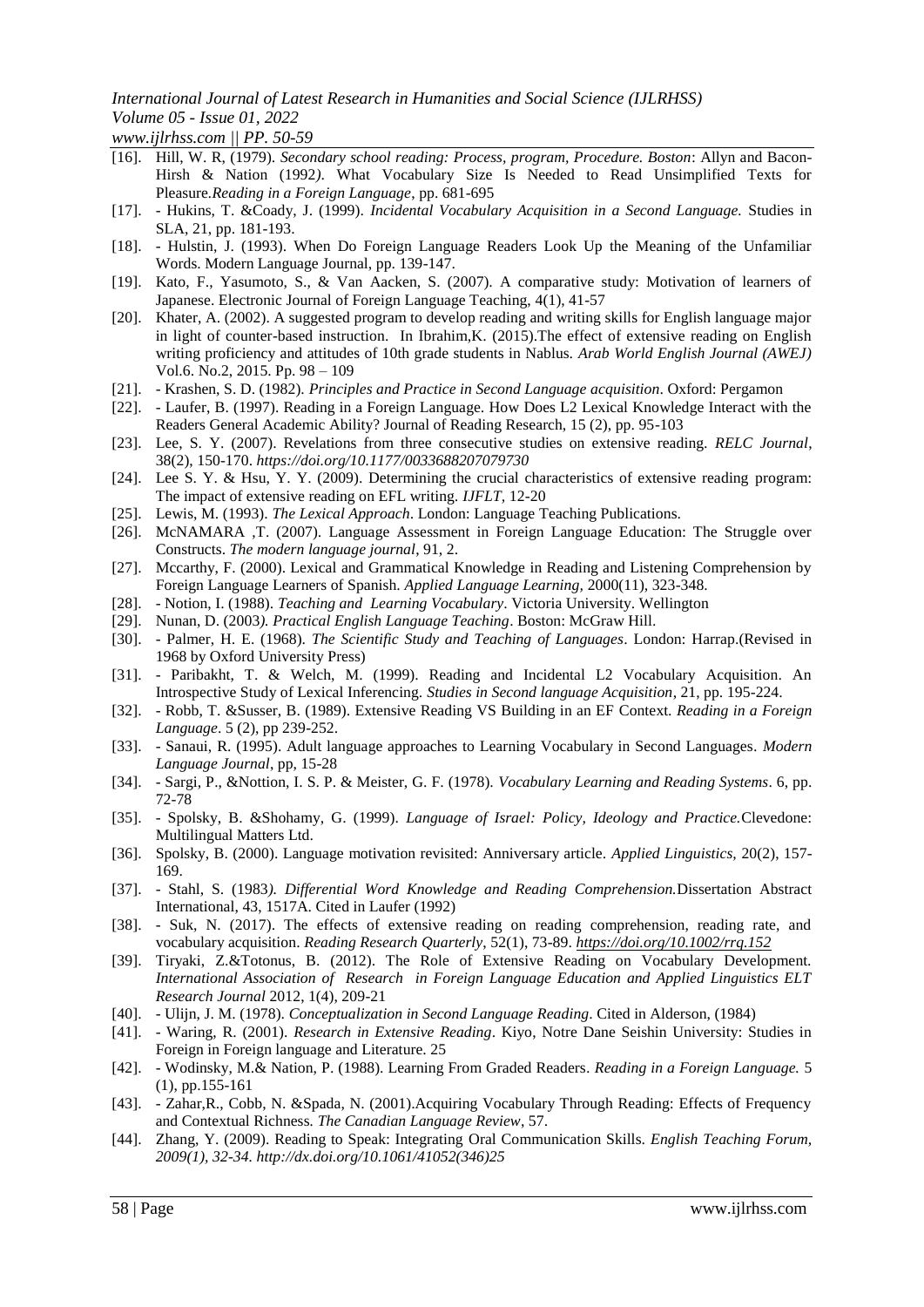[16]. Hill, W. R, (1979). *Secondary school reading: Process, program, Procedure. Boston*: Allyn and Bacon- Hirsh & Nation (1992*)*. What Vocabulary Size Is Needed to Read Unsimplified Texts for Pleasure.*Reading in a Foreign Language*, pp. 681-695

[17]. - Hukins, T. &Coady, J. (1999). *Incidental Vocabulary Acquisition in a Second Language.* Studies in SLA, 21, pp. 181-193.

[18]. - Hulstin, J. (1993). When Do Foreign Language Readers Look Up the Meaning of the Unfamiliar Words. Modern Language Journal, pp. 139-147.

[19]. Kato, F., Yasumoto, S., & Van Aacken, S. (2007). A comparative study: Motivation of learners of Japanese. Electronic Journal of Foreign Language Teaching, 4(1), 41-57

[20]. Khater, A. (2002). A suggested program to develop reading and writing skills for English language major in light of counter-based instruction. In Ibrahim,K. (2015).The effect of extensive reading on English writing proficiency and attitudes of 10th grade students in Nablus. *Arab World English Journal (AWEJ)* Vol.6. No.2, 2015. Pp. 98 – 109

[21]. - Krashen, S. D. (1982). *Principles and Practice in Second Language acquisition*. Oxford: Pergamon

[22]. - Laufer, B. (1997). Reading in a Foreign Language. How Does L2 Lexical Knowledge Interact with the Readers General Academic Ability? Journal of Reading Research, 15 (2), pp. 95-103

[23]. Lee, S. Y. (2007). Revelations from three consecutive studies on extensive reading. *RELC Journal*, 38(2), 150-170. *https://doi.org/10.1177/0033688207079730*

[24]. Lee S. Y. & Hsu, Y. Y. (2009). Determining the crucial characteristics of extensive reading program: The impact of extensive reading on EFL writing. *IJFLT,* 12-20

[25]. Lewis, M. (1993). *The Lexical Approach*. London: Language Teaching Publications.

[26]. McNAMARA ,T. (2007). Language Assessment in Foreign Language Education: The Struggle over Constructs. *The modern language journal*, 91, 2.

[27]. Mccarthy, F. (2000). Lexical and Grammatical Knowledge in Reading and Listening Comprehension by Foreign Language Learners of Spanish. *Applied Language Learning,* 2000(11), 323-348.

[28]. - Notion, I. (1988). *Teaching and Learning Vocabulary*. Victoria University. Wellington

[29]. Nunan, D. (2003*). Practical English Language Teaching*. Boston: McGraw Hill.

[30]. - Palmer, H. E. (1968). *The Scientific Study and Teaching of Languages*. London: Harrap.(Revised in 1968 by Oxford University Press)

[31]. - Paribakht, T. & Welch, M. (1999). Reading and Incidental L2 Vocabulary Acquisition. An Introspective Study of Lexical Inferencing. *Studies in Second language Acquisition*, 21, pp. 195-224.

[32]. - Robb, T. &Susser, B. (1989). Extensive Reading VS Building in an EF Context. *Reading in a Foreign Language*. 5 (2), pp 239-252.

[33]. - Sanaui, R. (1995). Adult language approaches to Learning Vocabulary in Second Languages. *Modern Language Journal*, pp, 15-28

[34]. - Sargi, P., &Nottion, I. S. P. & Meister, G. F. (1978). *Vocabulary Learning and Reading Systems*. 6, pp. 72-78

[35]. - Spolsky, B. &Shohamy, G. (1999). *Language of Israel: Policy, Ideology and Practice.*Clevedone: Multilingual Matters Ltd.

[36]. Spolsky, B. (2000). Language motivation revisited: Anniversary article. *Applied Linguistics*, 20(2), 157-169.

[37]. - Stahl, S. (1983*). Differential Word Knowledge and Reading Comprehension.*Dissertation Abstract International, 43, 1517A. Cited in Laufer (1992)

[38]. - Suk, N. (2017). The effects of extensive reading on reading comprehension, reading rate, and vocabulary acquisition. *Reading Research Quarterly*, 52(1), 73-89. *https://doi.org/10.1002/rrq.152*

[39]. Tiryaki, Z.&Totonus, B. (2012). The Role of Extensive Reading on Vocabulary Development. *International Association of Research in Foreign Language Education and Applied Linguistics ELT Research Journal* 2012, 1(4), 209-21

[40]. - Ulijn, J. M. (1978). *Conceptualization in Second Language Reading*. Cited in Alderson, (1984)

[41]. - Waring, R. (2001). *Research in Extensive Reading*. Kiyo, Notre Dane Seishin University: Studies in Foreign in Foreign language and Literature. 25

[42]. - Wodinsky, M.& Nation, P. (1988). Learning From Graded Readers. *Reading in a Foreign Language.* 5 (1), pp.155-161

[43]. - Zahar,R., Cobb, N. &Spada, N. (2001).Acquiring Vocabulary Through Reading: Effects of Frequency and Contextual Richness. *The Canadian Language Review*, 57.

[44]. Zhang, Y. (2009). Reading to Speak: Integrating Oral Communication Skills. *English Teaching Forum, 2009(1), 32-34. http://dx.doi.org/10.1061/41052(346)25*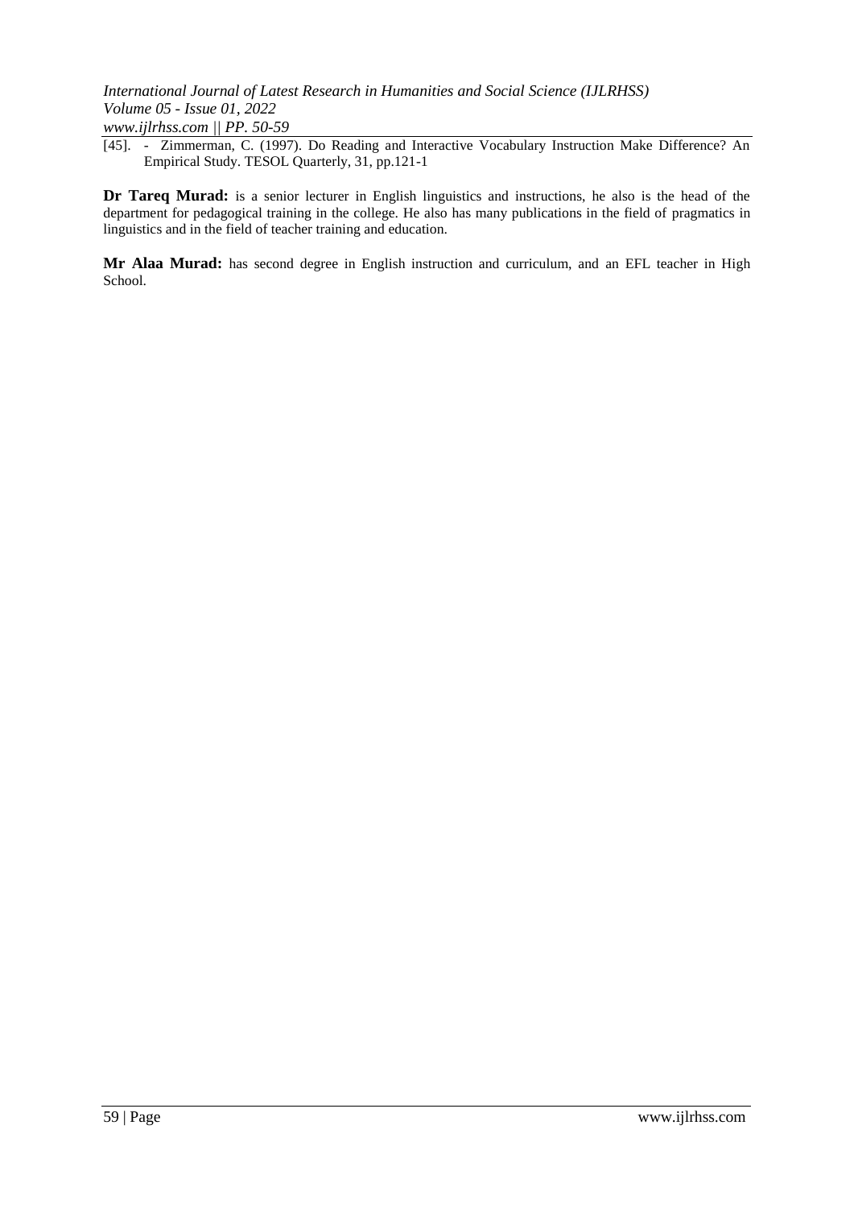[45]. - Zimmerman, C. (1997). Do Reading and Interactive Vocabulary Instruction Make Difference? An Empirical Study. TESOL Quarterly, 31, pp.121-1

**Dr Tareq Murad:** is a senior lecturer in English linguistics and instructions, he also is the head of the department for pedagogical training in the college. He also has many publications in the field of pragmatics in linguistics and in the field of teacher training and education.

**Mr Alaa Murad:** has second degree in English instruction and curriculum, and an EFL teacher in High School.